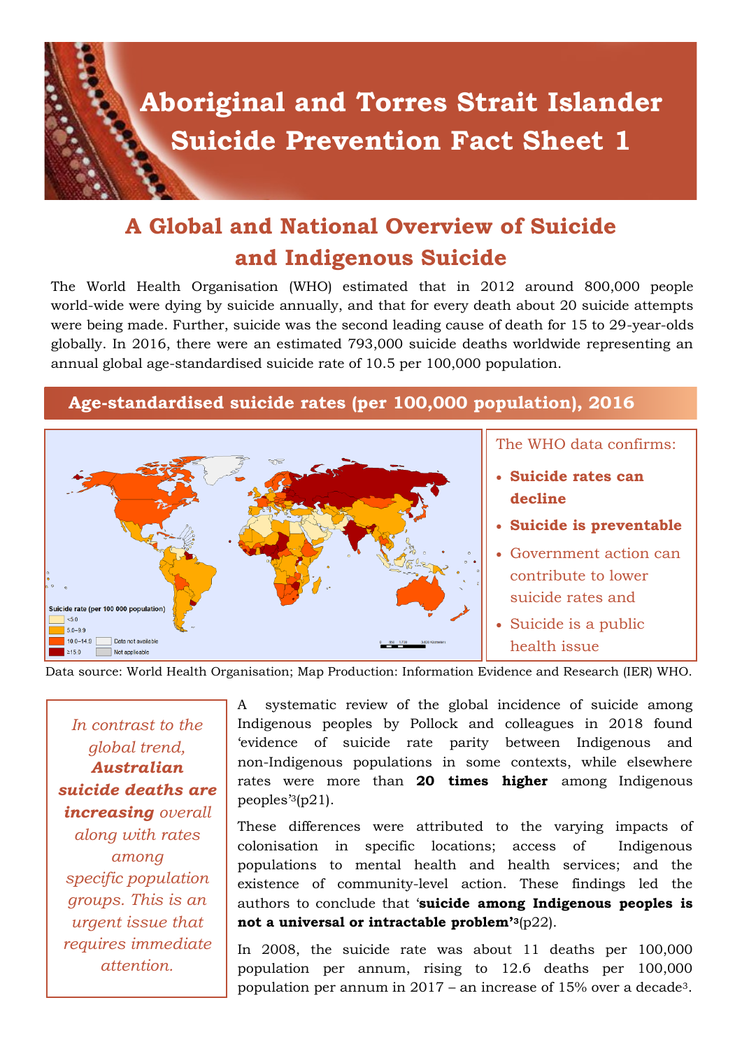# Aboriginal and Torres Strait Islander Suicide Prevention Fact Sheet 1

## A Global and National Overview of Suicide and Indigenous Suicide

The World Health Organisation (WHO) estimated that in 2012 around 800,000 people world-wide were dying by suicide annually, and that for every death about 20 suicide attempts were being made. Further, suicide was the second leading cause of death for 15 to 29-year-olds globally. In 2016, there were an estimated 793,000 suicide deaths worldwide representing an annual global age-standardised suicide rate of 10.5 per 100,000 population.

### Age-standardised suicide rates (per 100,000 population), 2016

Suicide rate (per 100 000 population)

<5.0

5.0–9.9

10.0–14.9

≥15.0

Data not available

Not applicable

0 850 1,700 3,400 Kilometers

The WHO data confirms:

- **Suicide rates can decline**
- **Suicide is preventable**
- Government action can contribute to lower suicide rates and
- Suicide is a public health issue

Data source: World Health Organisation; Map Production: Information Evidence and Research (IER) WHO.

*In contrast to the global trend, **Australian suicide deaths are increasing** overall along with rates among specific population groups. This is an urgent issue that requires immediate attention.*

A systematic review of the global incidence of suicide among Indigenous peoples by Pollock and colleagues in 2018 found 'evidence of suicide rate parity between Indigenous and non-Indigenous populations in some contexts, while elsewhere rates were more than **20 times higher** among Indigenous peoples'[3](p21).

These differences were attributed to the varying impacts of colonisation in specific locations; access of Indigenous populations to mental health and health services; and the existence of community-level action. These findings led the authors to conclude that '**suicide among Indigenous peoples is not a universal or intractable problem'**[3](p22).

In 2008, the suicide rate was about 11 deaths per 100,000 population per annum, rising to 12.6 deaths per 100,000 population per annum in 2017 – an increase of 15% over a decade[3].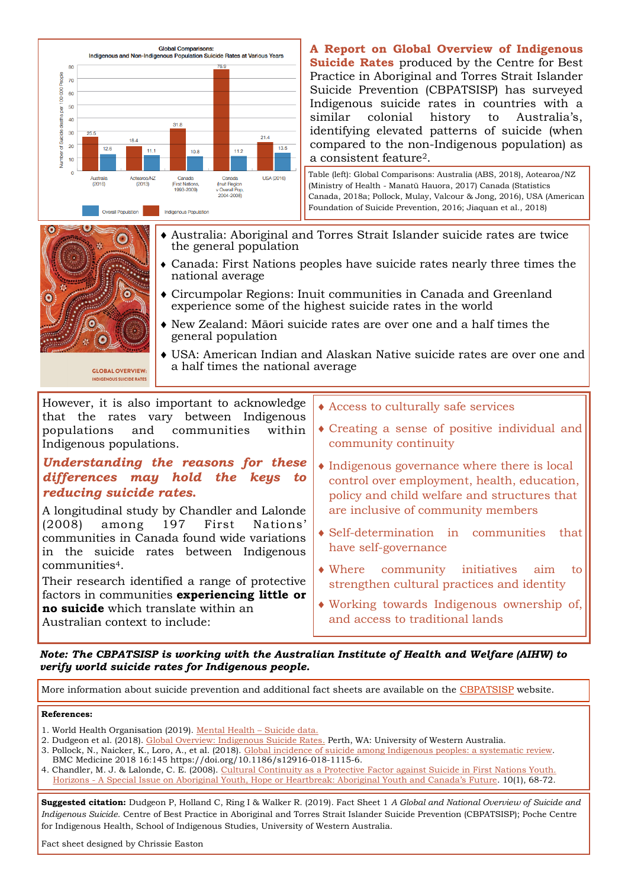Global Comparisons:
Indigenous and Non-Indigenous Population Suicide Rates at Various Years

Number of Suicide deaths per 100 000 People

80
70
60
50
40
30
20
10
0

25.5
12.6
Australia (2016)

18.4
11.1
Aotearoa/NZ (2013)

31.8
10.8
Canada (First Nations, 1993-2009)

75.9
11.2
Canada (Inuit Region v Overall Pop, 2004-2008)

21.4
13.5
USA (2016)

Overall Population
Indigenous Population

**A Report on Global Overview of Indigenous Suicide Rates** produced by the Centre for Best Practice in Aboriginal and Torres Strait Islander Suicide Prevention (CBPATSISP) has surveyed Indigenous suicide rates in countries with a similar colonial history to Australia's, identifying elevated patterns of suicide (when compared to the non-Indigenous population) as a consistent feature[2].

Table (left): Global Comparisons: Australia (ABS, 2018), Aotearoa/NZ (Ministry of Health - Manatū Hauora, 2017) Canada (Statistics Canada, 2018a; Pollock, Mulay, Valcour & Jong, 2016), USA (American Foundation of Suicide Prevention, 2016; Jiaquan et al., 2018)

GLOBAL OVERVIEW:
INDIGENOUS SUICIDE RATES

- Australia: Aboriginal and Torres Strait Islander suicide rates are twice the general population
- Canada: First Nations peoples have suicide rates nearly three times the national average
- Circumpolar Regions: Inuit communities in Canada and Greenland experience some of the highest suicide rates in the world
- New Zealand: Māori suicide rates are over one and a half times the general population
- USA: American Indian and Alaskan Native suicide rates are over one and a half times the national average

However, it is also important to acknowledge that the rates vary between Indigenous populations and communities within Indigenous populations.

***Understanding the reasons for these differences may hold the keys to reducing suicide rates.***

A longitudinal study by Chandler and Lalonde (2008) among 197 First Nations' communities in Canada found wide variations in the suicide rates between Indigenous communities[4].

Their research identified a range of protective factors in communities **experiencing little or no suicide** which translate within an Australian context to include:

- Access to culturally safe services
- Creating a sense of positive individual and community continuity
- Indigenous governance where there is local control over employment, health, education, policy and child welfare and structures that are inclusive of community members
- Self-determination in communities that have self-governance
- Where community initiatives aim to strengthen cultural practices and identity
- Working towards Indigenous ownership of, and access to traditional lands

***Note: The CBPATSISP is working with the Australian Institute of Health and Welfare (AIHW) to verify world suicide rates for Indigenous people.***

More information about suicide prevention and additional fact sheets are available on the CBPATSISP website.

**References:**

1. World Health Organisation (2019). Mental Health – Suicide data.
2. Dudgeon et al. (2018). Global Overview: Indigenous Suicide Rates. Perth, WA: University of Western Australia.
3. Pollock, N., Naicker, K., Loro, A., et al. (2018). Global incidence of suicide among Indigenous peoples: a systematic review. BMC Medicine 2018 16:145 https://doi.org/10.1186/s12916-018-1115-6.
4. Chandler, M. J. & Lalonde, C. E. (2008). Cultural Continuity as a Protective Factor against Suicide in First Nations Youth. Horizons - A Special Issue on Aboriginal Youth, Hope or Heartbreak: Aboriginal Youth and Canada's Future. 10(1), 68-72.

**Suggested citation:** Dudgeon P, Holland C, Ring I & Walker R. (2019). Fact Sheet 1 *A Global and National Overview of Suicide and Indigenous Suicide*. Centre of Best Practice in Aboriginal and Torres Strait Islander Suicide Prevention (CBPATSISP); Poche Centre for Indigenous Health, School of Indigenous Studies, University of Western Australia.

Fact sheet designed by Chrissie Easton